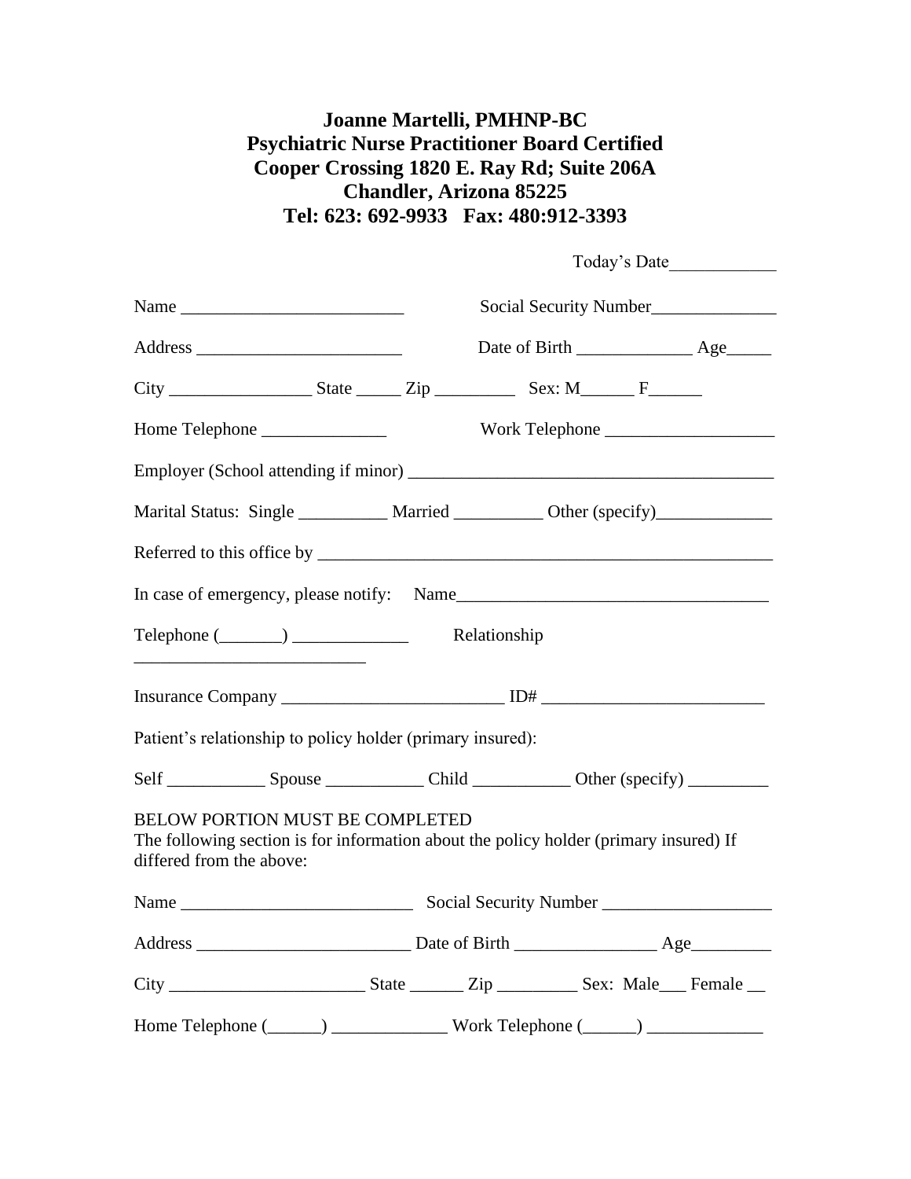**Joanne Martelli, PMHNP-BC**
**Psychiatric Nurse Practitioner Board Certified**
**Cooper Crossing 1820 E. Ray Rd; Suite 206A**
**Chandler, Arizona 85225**
**Tel: 623: 692-9933 Fax: 480:912-3393**

Today's Date____________

Name _________________________ Social Security Number______________

Address _______________________ Date of Birth _____________ Age_____

City ________________ State _____ Zip _________ Sex: M______ F______

Home Telephone ______________ Work Telephone ___________________

Employer (School attending if minor) _________________________________________

Marital Status: Single __________ Married __________ Other (specify)_____________

Referred to this office by ____________________________________________________

In case of emergency, please notify: Name___________________________________

Telephone (_______) _____________ Relationship
__________________________

Insurance Company _________________________ ID# _________________________

Patient's relationship to policy holder (primary insured):

Self ___________ Spouse ___________ Child ___________ Other (specify) _________

BELOW PORTION MUST BE COMPLETED
The following section is for information about the policy holder (primary insured) If differed from the above:

Name __________________________ Social Security Number ___________________

Address ________________________ Date of Birth ________________ Age_________

City ______________________ State ______ Zip _________ Sex: Male___ Female __

Home Telephone (______) _____________ Work Telephone (______) _____________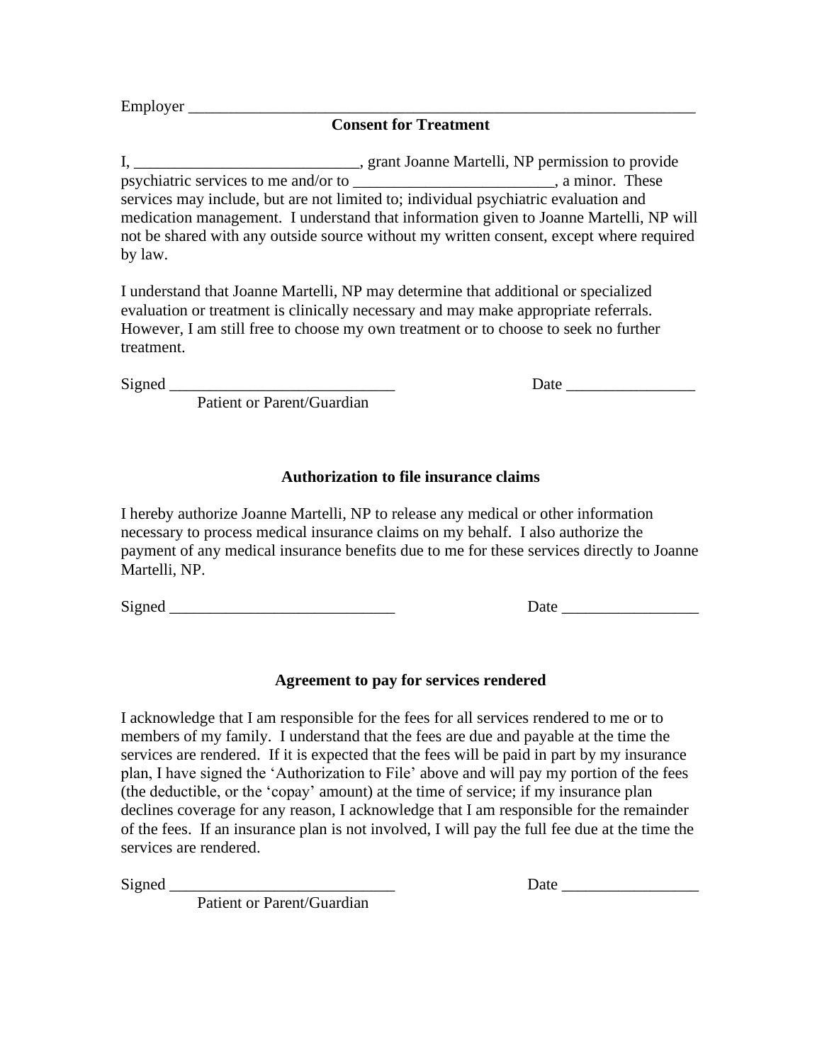Employer ________________________________________________________________

## Consent for Treatment

I, ____________________________, grant Joanne Martelli, NP permission to provide psychiatric services to me and/or to _________________________, a minor. These services may include, but are not limited to; individual psychiatric evaluation and medication management. I understand that information given to Joanne Martelli, NP will not be shared with any outside source without my written consent, except where required by law.

I understand that Joanne Martelli, NP may determine that additional or specialized evaluation or treatment is clinically necessary and may make appropriate referrals. However, I am still free to choose my own treatment or to choose to seek no further treatment.

Signed ____________________________ Date ________________
Patient or Parent/Guardian

## Authorization to file insurance claims

I hereby authorize Joanne Martelli, NP to release any medical or other information necessary to process medical insurance claims on my behalf. I also authorize the payment of any medical insurance benefits due to me for these services directly to Joanne Martelli, NP.

Signed ____________________________ Date _________________

## Agreement to pay for services rendered

I acknowledge that I am responsible for the fees for all services rendered to me or to members of my family. I understand that the fees are due and payable at the time the services are rendered. If it is expected that the fees will be paid in part by my insurance plan, I have signed the 'Authorization to File' above and will pay my portion of the fees (the deductible, or the 'copay' amount) at the time of service; if my insurance plan declines coverage for any reason, I acknowledge that I am responsible for the remainder of the fees. If an insurance plan is not involved, I will pay the full fee due at the time the services are rendered.

Signed ____________________________ Date _________________
Patient or Parent/Guardian